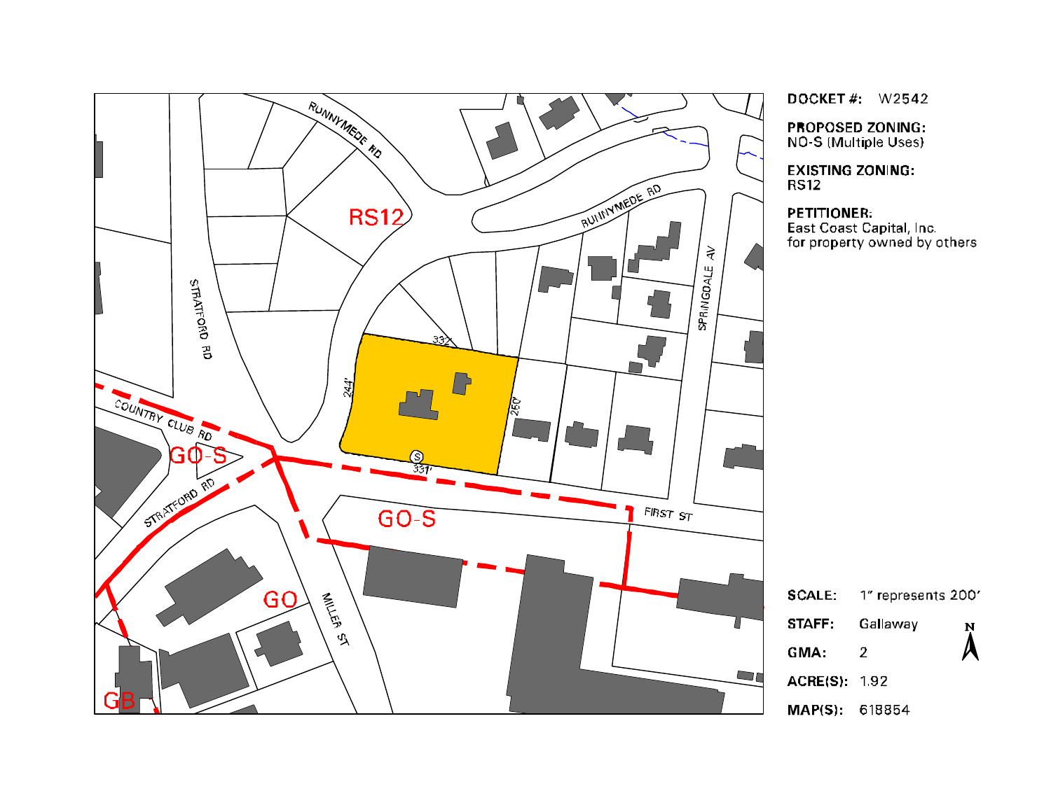**DOCKET #:** W2542

**PROPOSED ZONING:**
NO-S (Multiple Uses)

**EXISTING ZONING:**
RS12

**PETITIONER:**
East Coast Capital, Inc.
for property owned by others

**SCALE:** 1" represents 200'

**STAFF:** Gallaway

**GMA:** 2

**ACRE(S):** 1.92

**MAP(S):** 618854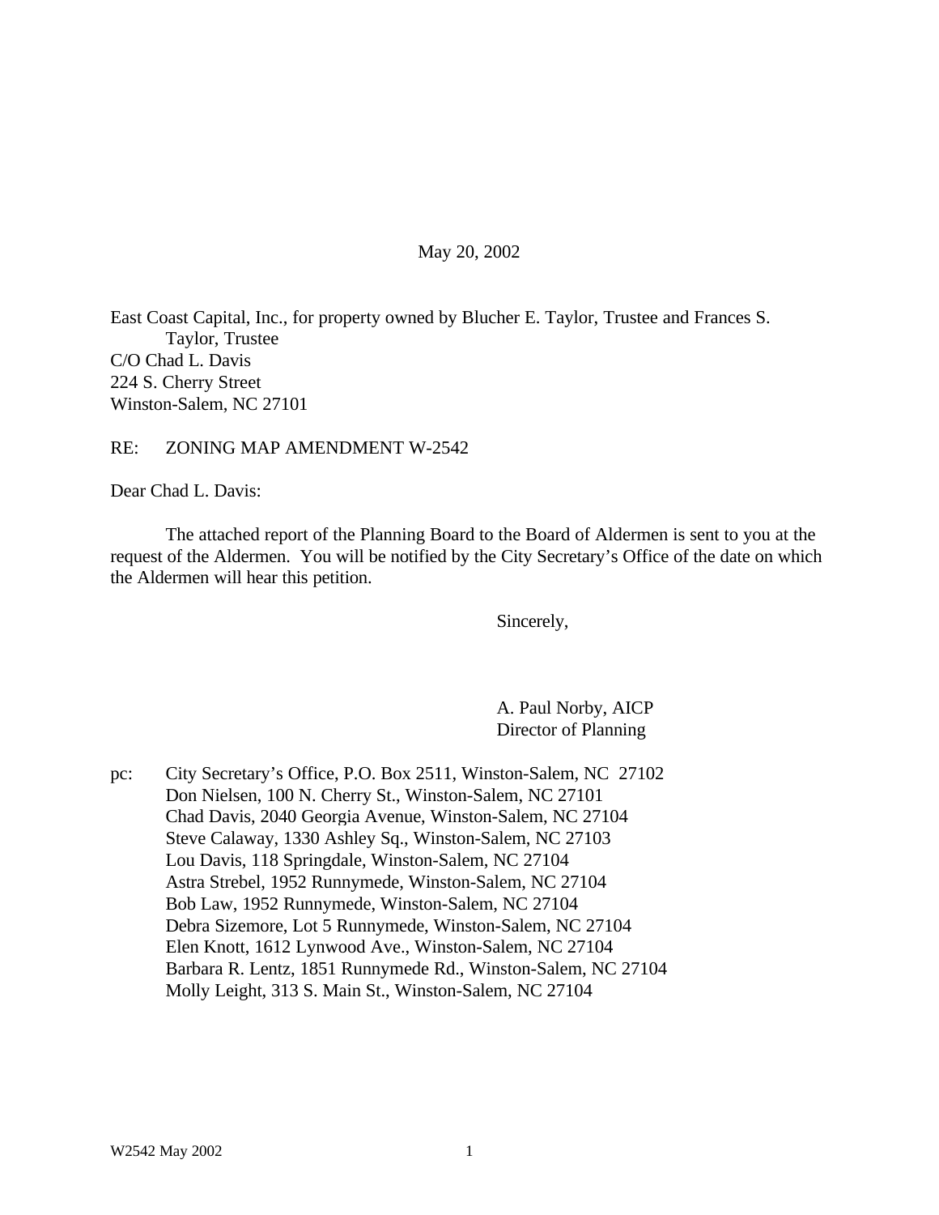May 20, 2002

East Coast Capital, Inc., for property owned by Blucher E. Taylor, Trustee and Frances S. Taylor, Trustee
C/O Chad L. Davis
224 S. Cherry Street
Winston-Salem, NC 27101

RE: ZONING MAP AMENDMENT W-2542

Dear Chad L. Davis:

The attached report of the Planning Board to the Board of Aldermen is sent to you at the request of the Aldermen. You will be notified by the City Secretary's Office of the date on which the Aldermen will hear this petition.

Sincerely,

A. Paul Norby, AICP
Director of Planning

pc: City Secretary's Office, P.O. Box 2511, Winston-Salem, NC 27102
Don Nielsen, 100 N. Cherry St., Winston-Salem, NC 27101
Chad Davis, 2040 Georgia Avenue, Winston-Salem, NC 27104
Steve Calaway, 1330 Ashley Sq., Winston-Salem, NC 27103
Lou Davis, 118 Springdale, Winston-Salem, NC 27104
Astra Strebel, 1952 Runnymede, Winston-Salem, NC 27104
Bob Law, 1952 Runnymede, Winston-Salem, NC 27104
Debra Sizemore, Lot 5 Runnymede, Winston-Salem, NC 27104
Elen Knott, 1612 Lynwood Ave., Winston-Salem, NC 27104
Barbara R. Lentz, 1851 Runnymede Rd., Winston-Salem, NC 27104
Molly Leight, 313 S. Main St., Winston-Salem, NC 27104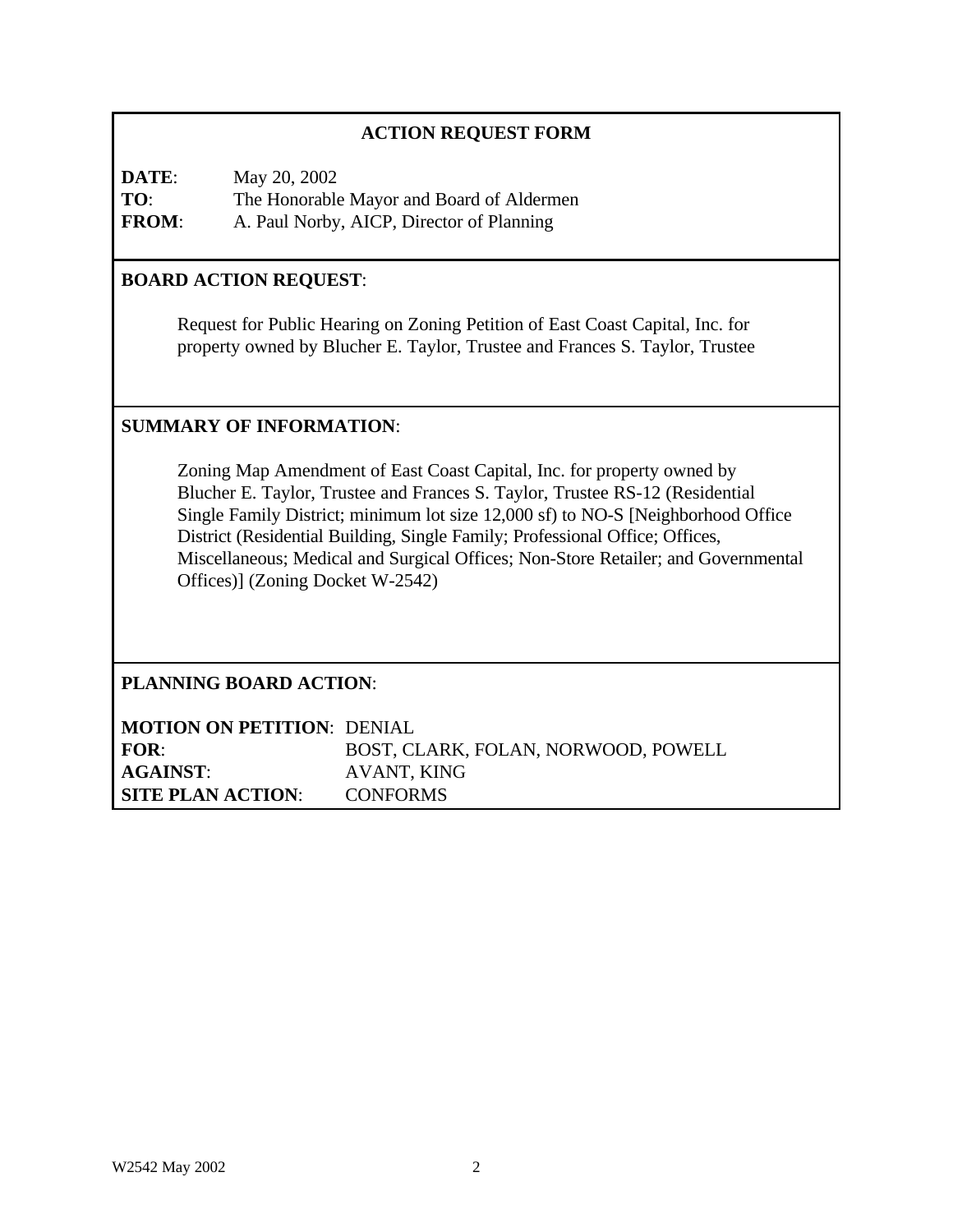## ACTION REQUEST FORM

**DATE**: May 20, 2002
**TO**: The Honorable Mayor and Board of Aldermen
**FROM**: A. Paul Norby, AICP, Director of Planning

**BOARD ACTION REQUEST**:

Request for Public Hearing on Zoning Petition of East Coast Capital, Inc. for property owned by Blucher E. Taylor, Trustee and Frances S. Taylor, Trustee

**SUMMARY OF INFORMATION**:

Zoning Map Amendment of East Coast Capital, Inc. for property owned by Blucher E. Taylor, Trustee and Frances S. Taylor, Trustee RS-12 (Residential Single Family District; minimum lot size 12,000 sf) to NO-S [Neighborhood Office District (Residential Building, Single Family; Professional Office; Offices, Miscellaneous; Medical and Surgical Offices; Non-Store Retailer; and Governmental Offices)] (Zoning Docket W-2542)

**PLANNING BOARD ACTION**:

**MOTION ON PETITION**: DENIAL
**FOR**: BOST, CLARK, FOLAN, NORWOOD, POWELL
**AGAINST**: AVANT, KING
**SITE PLAN ACTION**: CONFORMS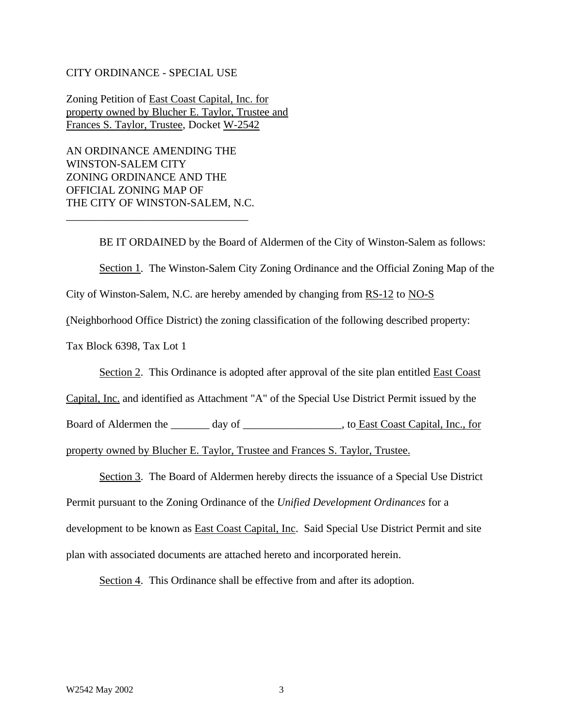CITY ORDINANCE - SPECIAL USE

Zoning Petition of East Coast Capital, Inc. for property owned by Blucher E. Taylor, Trustee and Frances S. Taylor, Trustee, Docket W-2542

AN ORDINANCE AMENDING THE WINSTON-SALEM CITY ZONING ORDINANCE AND THE OFFICIAL ZONING MAP OF THE CITY OF WINSTON-SALEM, N.C.

---

BE IT ORDAINED by the Board of Aldermen of the City of Winston-Salem as follows:

Section 1. The Winston-Salem City Zoning Ordinance and the Official Zoning Map of the City of Winston-Salem, N.C. are hereby amended by changing from RS-12 to NO-S (Neighborhood Office District) the zoning classification of the following described property:

Tax Block 6398, Tax Lot 1

Section 2. This Ordinance is adopted after approval of the site plan entitled East Coast Capital, Inc. and identified as Attachment "A" of the Special Use District Permit issued by the Board of Aldermen the _______ day of __________________, to East Coast Capital, Inc., for property owned by Blucher E. Taylor, Trustee and Frances S. Taylor, Trustee.

Section 3. The Board of Aldermen hereby directs the issuance of a Special Use District Permit pursuant to the Zoning Ordinance of the *Unified Development Ordinances* for a development to be known as East Coast Capital, Inc. Said Special Use District Permit and site plan with associated documents are attached hereto and incorporated herein.

Section 4. This Ordinance shall be effective from and after its adoption.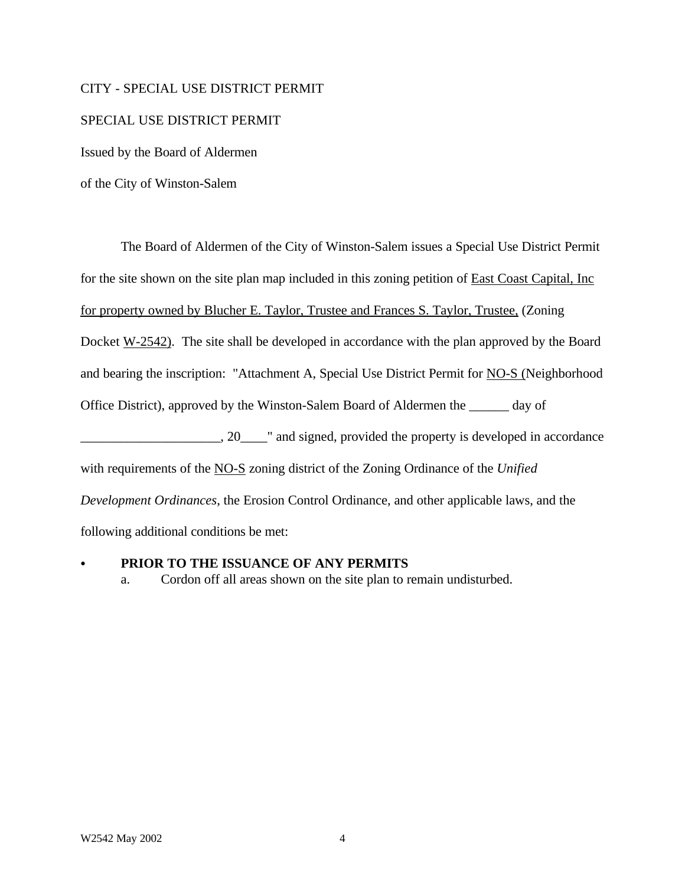CITY - SPECIAL USE DISTRICT PERMIT

SPECIAL USE DISTRICT PERMIT

Issued by the Board of Aldermen

of the City of Winston-Salem

The Board of Aldermen of the City of Winston-Salem issues a Special Use District Permit for the site shown on the site plan map included in this zoning petition of East Coast Capital, Inc for property owned by Blucher E. Taylor, Trustee and Frances S. Taylor, Trustee, (Zoning Docket W-2542). The site shall be developed in accordance with the plan approved by the Board and bearing the inscription: "Attachment A, Special Use District Permit for NO-S (Neighborhood Office District), approved by the Winston-Salem Board of Aldermen the ______ day of _____________________, 20____" and signed, provided the property is developed in accordance with requirements of the NO-S zoning district of the Zoning Ordinance of the *Unified Development Ordinances*, the Erosion Control Ordinance, and other applicable laws, and the following additional conditions be met:

- **PRIOR TO THE ISSUANCE OF ANY PERMITS**
  a. Cordon off all areas shown on the site plan to remain undisturbed.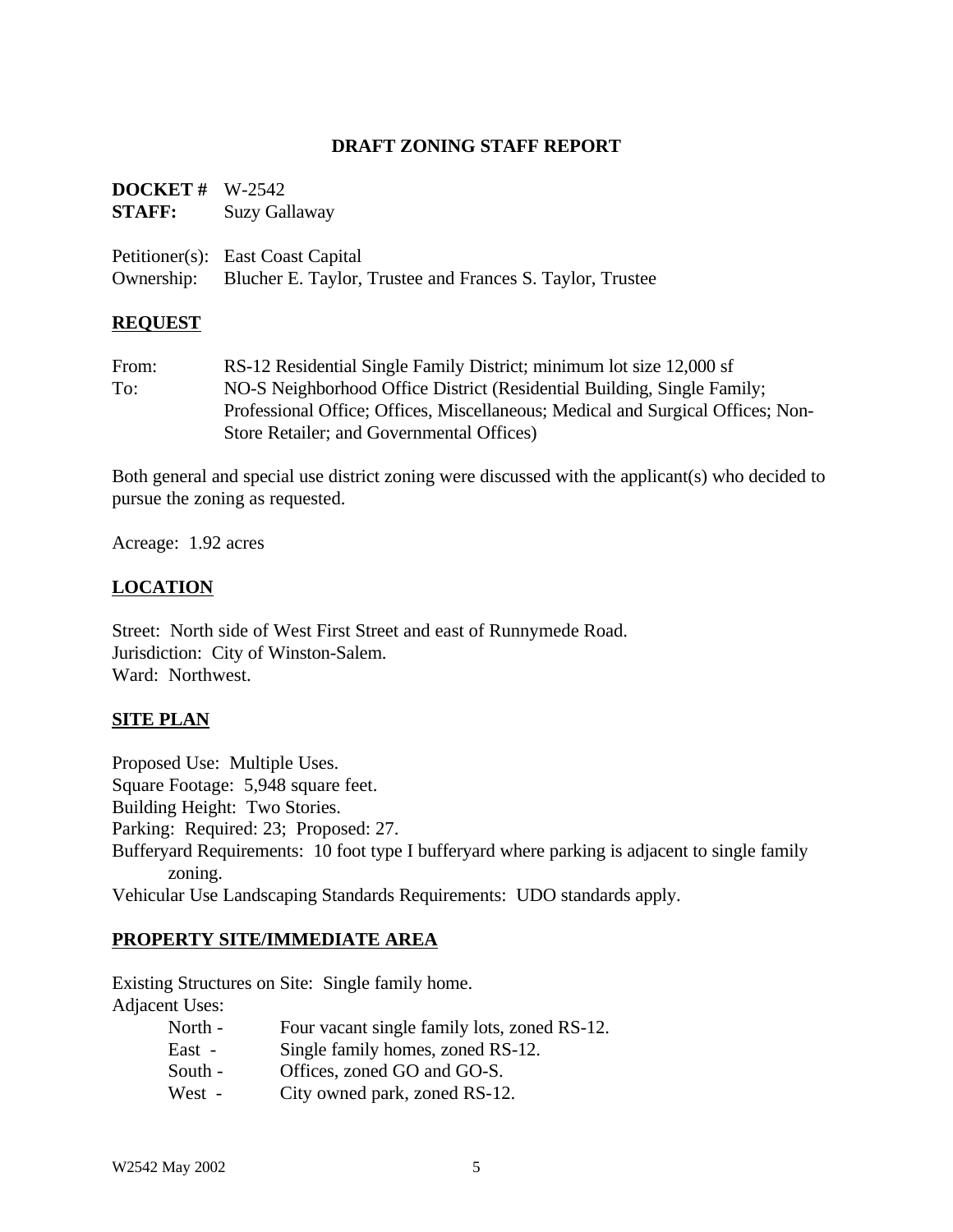## DRAFT ZONING STAFF REPORT

**DOCKET #** W-2542
**STAFF:** Suzy Gallaway

Petitioner(s): East Coast Capital
Ownership: Blucher E. Taylor, Trustee and Frances S. Taylor, Trustee

### REQUEST

From: RS-12 Residential Single Family District; minimum lot size 12,000 sf
To: NO-S Neighborhood Office District (Residential Building, Single Family; Professional Office; Offices, Miscellaneous; Medical and Surgical Offices; Non-Store Retailer; and Governmental Offices)

Both general and special use district zoning were discussed with the applicant(s) who decided to pursue the zoning as requested.

Acreage: 1.92 acres

### LOCATION

Street: North side of West First Street and east of Runnymede Road.
Jurisdiction: City of Winston-Salem.
Ward: Northwest.

### SITE PLAN

Proposed Use: Multiple Uses.
Square Footage: 5,948 square feet.
Building Height: Two Stories.
Parking: Required: 23; Proposed: 27.
Bufferyard Requirements: 10 foot type I bufferyard where parking is adjacent to single family zoning.
Vehicular Use Landscaping Standards Requirements: UDO standards apply.

### PROPERTY SITE/IMMEDIATE AREA

Existing Structures on Site: Single family home.
Adjacent Uses:

- North - Four vacant single family lots, zoned RS-12.
- East - Single family homes, zoned RS-12.
- South - Offices, zoned GO and GO-S.
- West - City owned park, zoned RS-12.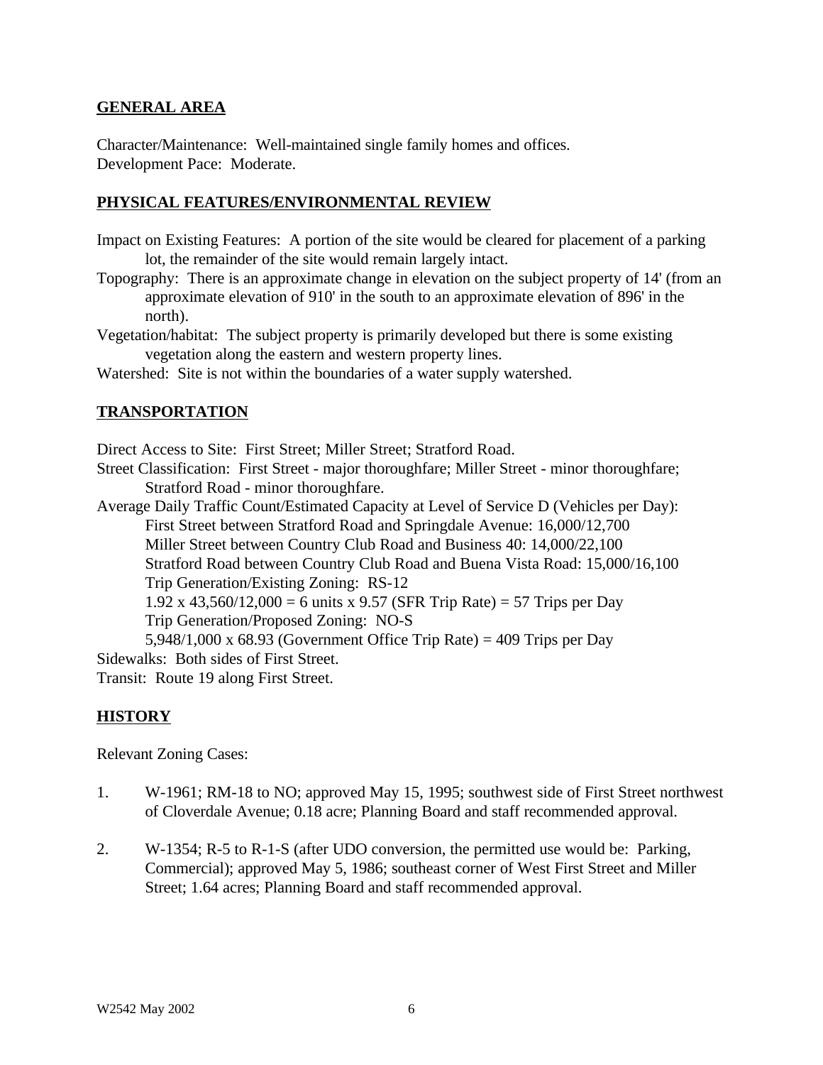## GENERAL AREA

Character/Maintenance: Well-maintained single family homes and offices.
Development Pace: Moderate.

## PHYSICAL FEATURES/ENVIRONMENTAL REVIEW

Impact on Existing Features: A portion of the site would be cleared for placement of a parking lot, the remainder of the site would remain largely intact.

Topography: There is an approximate change in elevation on the subject property of 14' (from an approximate elevation of 910' in the south to an approximate elevation of 896' in the north).

Vegetation/habitat: The subject property is primarily developed but there is some existing vegetation along the eastern and western property lines.

Watershed: Site is not within the boundaries of a water supply watershed.

## TRANSPORTATION

Direct Access to Site: First Street; Miller Street; Stratford Road.

Street Classification: First Street - major thoroughfare; Miller Street - minor thoroughfare; Stratford Road - minor thoroughfare.

Average Daily Traffic Count/Estimated Capacity at Level of Service D (Vehicles per Day):
First Street between Stratford Road and Springdale Avenue: 16,000/12,700
Miller Street between Country Club Road and Business 40: 14,000/22,100
Stratford Road between Country Club Road and Buena Vista Road: 15,000/16,100
Trip Generation/Existing Zoning: RS-12
1.92 x 43,560/12,000 = 6 units x 9.57 (SFR Trip Rate) = 57 Trips per Day
Trip Generation/Proposed Zoning: NO-S
5,948/1,000 x 68.93 (Government Office Trip Rate) = 409 Trips per Day

Sidewalks: Both sides of First Street.

Transit: Route 19 along First Street.

## HISTORY

Relevant Zoning Cases:

1. W-1961; RM-18 to NO; approved May 15, 1995; southwest side of First Street northwest of Cloverdale Avenue; 0.18 acre; Planning Board and staff recommended approval.

2. W-1354; R-5 to R-1-S (after UDO conversion, the permitted use would be: Parking, Commercial); approved May 5, 1986; southeast corner of West First Street and Miller Street; 1.64 acres; Planning Board and staff recommended approval.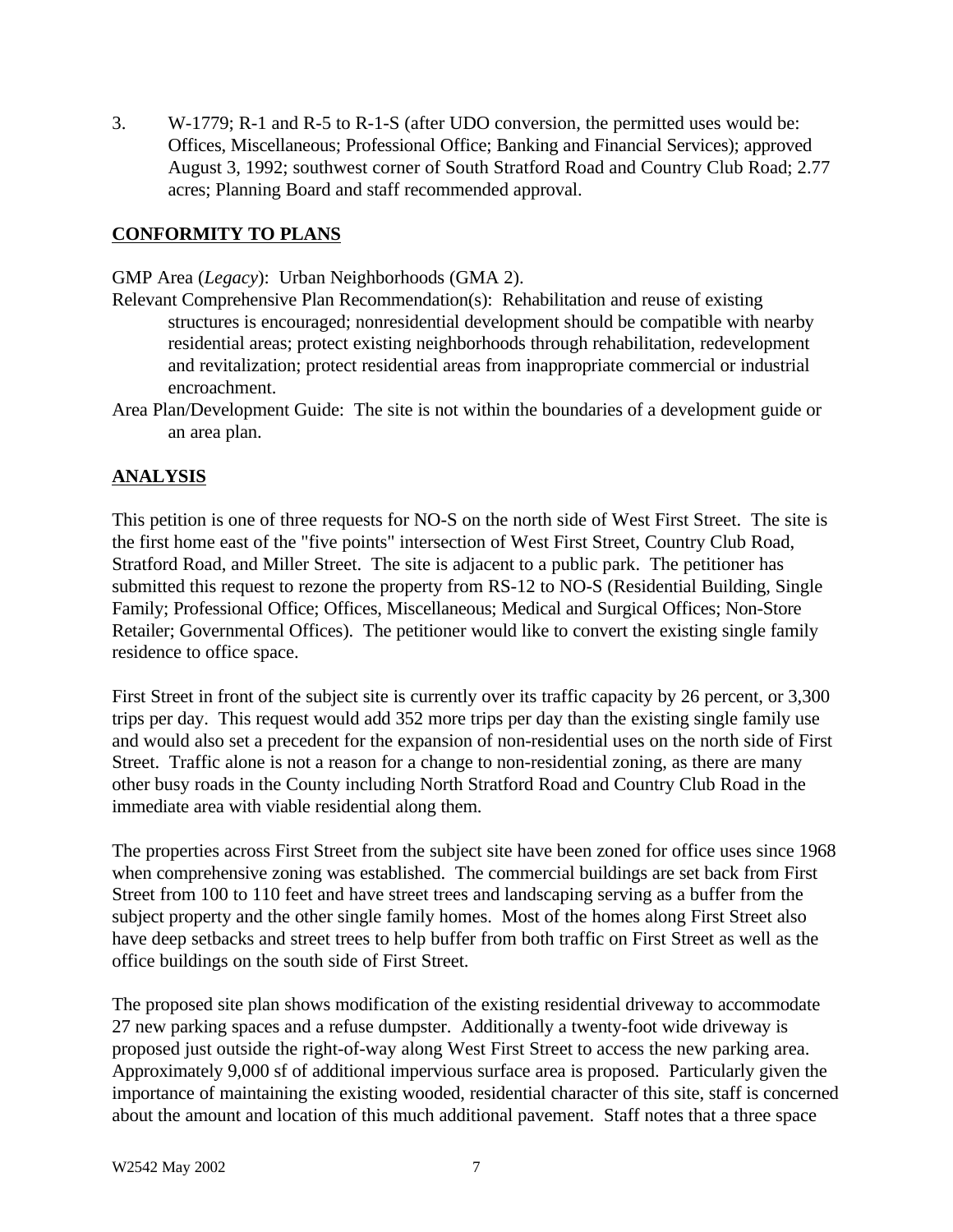3. W-1779; R-1 and R-5 to R-1-S (after UDO conversion, the permitted uses would be: Offices, Miscellaneous; Professional Office; Banking and Financial Services); approved August 3, 1992; southwest corner of South Stratford Road and Country Club Road; 2.77 acres; Planning Board and staff recommended approval.

**CONFORMITY TO PLANS**

GMP Area (*Legacy*): Urban Neighborhoods (GMA 2).

Relevant Comprehensive Plan Recommendation(s): Rehabilitation and reuse of existing structures is encouraged; nonresidential development should be compatible with nearby residential areas; protect existing neighborhoods through rehabilitation, redevelopment and revitalization; protect residential areas from inappropriate commercial or industrial encroachment.

Area Plan/Development Guide: The site is not within the boundaries of a development guide or an area plan.

**ANALYSIS**

This petition is one of three requests for NO-S on the north side of West First Street. The site is the first home east of the "five points" intersection of West First Street, Country Club Road, Stratford Road, and Miller Street. The site is adjacent to a public park. The petitioner has submitted this request to rezone the property from RS-12 to NO-S (Residential Building, Single Family; Professional Office; Offices, Miscellaneous; Medical and Surgical Offices; Non-Store Retailer; Governmental Offices). The petitioner would like to convert the existing single family residence to office space.

First Street in front of the subject site is currently over its traffic capacity by 26 percent, or 3,300 trips per day. This request would add 352 more trips per day than the existing single family use and would also set a precedent for the expansion of non-residential uses on the north side of First Street. Traffic alone is not a reason for a change to non-residential zoning, as there are many other busy roads in the County including North Stratford Road and Country Club Road in the immediate area with viable residential along them.

The properties across First Street from the subject site have been zoned for office uses since 1968 when comprehensive zoning was established. The commercial buildings are set back from First Street from 100 to 110 feet and have street trees and landscaping serving as a buffer from the subject property and the other single family homes. Most of the homes along First Street also have deep setbacks and street trees to help buffer from both traffic on First Street as well as the office buildings on the south side of First Street.

The proposed site plan shows modification of the existing residential driveway to accommodate 27 new parking spaces and a refuse dumpster. Additionally a twenty-foot wide driveway is proposed just outside the right-of-way along West First Street to access the new parking area. Approximately 9,000 sf of additional impervious surface area is proposed. Particularly given the importance of maintaining the existing wooded, residential character of this site, staff is concerned about the amount and location of this much additional pavement. Staff notes that a three space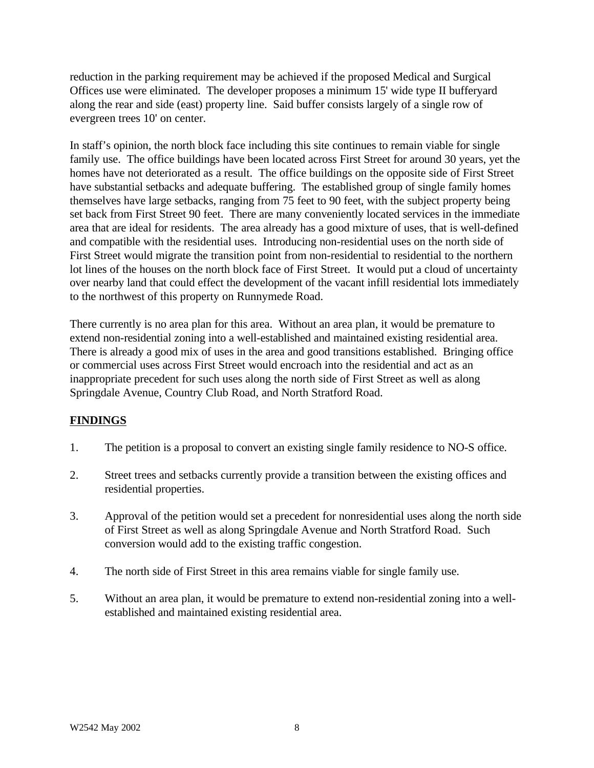reduction in the parking requirement may be achieved if the proposed Medical and Surgical Offices use were eliminated. The developer proposes a minimum 15' wide type II bufferyard along the rear and side (east) property line. Said buffer consists largely of a single row of evergreen trees 10' on center.

In staff's opinion, the north block face including this site continues to remain viable for single family use. The office buildings have been located across First Street for around 30 years, yet the homes have not deteriorated as a result. The office buildings on the opposite side of First Street have substantial setbacks and adequate buffering. The established group of single family homes themselves have large setbacks, ranging from 75 feet to 90 feet, with the subject property being set back from First Street 90 feet. There are many conveniently located services in the immediate area that are ideal for residents. The area already has a good mixture of uses, that is well-defined and compatible with the residential uses. Introducing non-residential uses on the north side of First Street would migrate the transition point from non-residential to residential to the northern lot lines of the houses on the north block face of First Street. It would put a cloud of uncertainty over nearby land that could effect the development of the vacant infill residential lots immediately to the northwest of this property on Runnymede Road.

There currently is no area plan for this area. Without an area plan, it would be premature to extend non-residential zoning into a well-established and maintained existing residential area. There is already a good mix of uses in the area and good transitions established. Bringing office or commercial uses across First Street would encroach into the residential and act as an inappropriate precedent for such uses along the north side of First Street as well as along Springdale Avenue, Country Club Road, and North Stratford Road.

## FINDINGS

1. The petition is a proposal to convert an existing single family residence to NO-S office.

2. Street trees and setbacks currently provide a transition between the existing offices and residential properties.

3. Approval of the petition would set a precedent for nonresidential uses along the north side of First Street as well as along Springdale Avenue and North Stratford Road. Such conversion would add to the existing traffic congestion.

4. The north side of First Street in this area remains viable for single family use.

5. Without an area plan, it would be premature to extend non-residential zoning into a well-established and maintained existing residential area.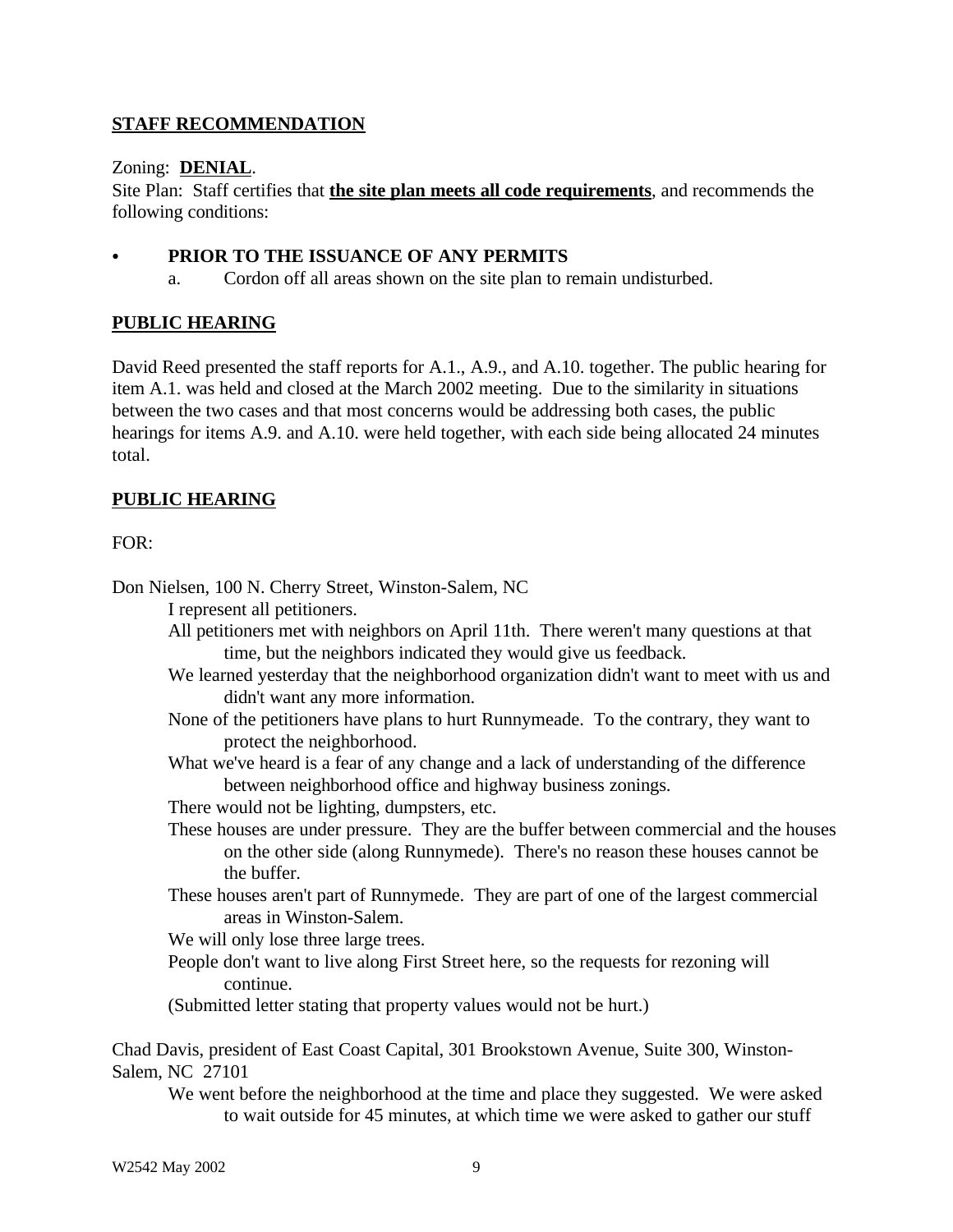## **STAFF RECOMMENDATION**

Zoning: **DENIAL**.

Site Plan: Staff certifies that **the site plan meets all code requirements**, and recommends the following conditions:

- **PRIOR TO THE ISSUANCE OF ANY PERMITS**
  a. Cordon off all areas shown on the site plan to remain undisturbed.

## **PUBLIC HEARING**

David Reed presented the staff reports for A.1., A.9., and A.10. together. The public hearing for item A.1. was held and closed at the March 2002 meeting. Due to the similarity in situations between the two cases and that most concerns would be addressing both cases, the public hearings for items A.9. and A.10. were held together, with each side being allocated 24 minutes total.

## **PUBLIC HEARING**

FOR:

Don Nielsen, 100 N. Cherry Street, Winston-Salem, NC

- I represent all petitioners.
- All petitioners met with neighbors on April 11th. There weren't many questions at that time, but the neighbors indicated they would give us feedback.
- We learned yesterday that the neighborhood organization didn't want to meet with us and didn't want any more information.
- None of the petitioners have plans to hurt Runnymeade. To the contrary, they want to protect the neighborhood.
- What we've heard is a fear of any change and a lack of understanding of the difference between neighborhood office and highway business zonings.
- There would not be lighting, dumpsters, etc.
- These houses are under pressure. They are the buffer between commercial and the houses on the other side (along Runnymede). There's no reason these houses cannot be the buffer.
- These houses aren't part of Runnymede. They are part of one of the largest commercial areas in Winston-Salem.
- We will only lose three large trees.
- People don't want to live along First Street here, so the requests for rezoning will continue.
- (Submitted letter stating that property values would not be hurt.)

Chad Davis, president of East Coast Capital, 301 Brookstown Avenue, Suite 300, Winston-Salem, NC 27101

- We went before the neighborhood at the time and place they suggested. We were asked to wait outside for 45 minutes, at which time we were asked to gather our stuff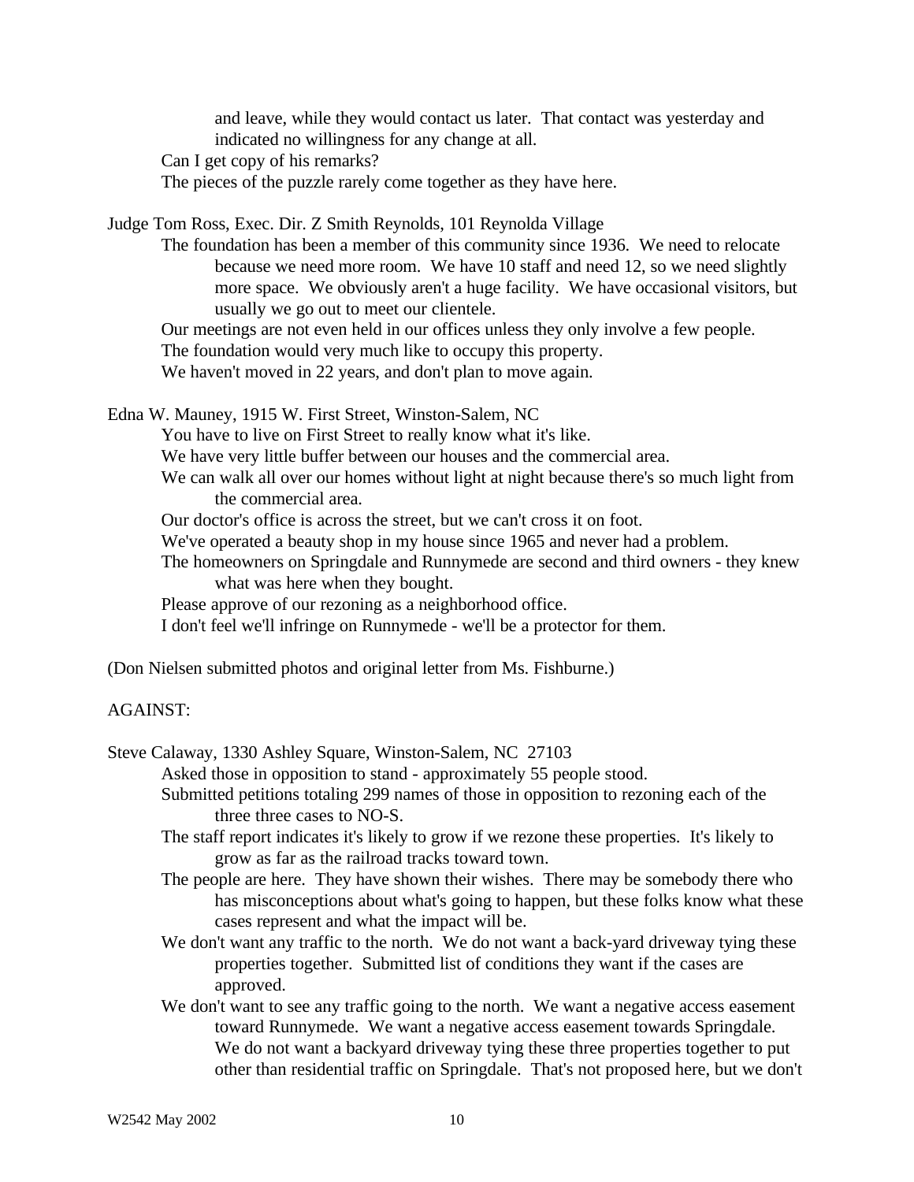and leave, while they would contact us later. That contact was yesterday and indicated no willingness for any change at all.

Can I get copy of his remarks?

The pieces of the puzzle rarely come together as they have here.

Judge Tom Ross, Exec. Dir. Z Smith Reynolds, 101 Reynolda Village

The foundation has been a member of this community since 1936. We need to relocate because we need more room. We have 10 staff and need 12, so we need slightly more space. We obviously aren't a huge facility. We have occasional visitors, but usually we go out to meet our clientele.

Our meetings are not even held in our offices unless they only involve a few people.

The foundation would very much like to occupy this property.

We haven't moved in 22 years, and don't plan to move again.

Edna W. Mauney, 1915 W. First Street, Winston-Salem, NC

You have to live on First Street to really know what it's like.

We have very little buffer between our houses and the commercial area.

We can walk all over our homes without light at night because there's so much light from the commercial area.

Our doctor's office is across the street, but we can't cross it on foot.

We've operated a beauty shop in my house since 1965 and never had a problem.

The homeowners on Springdale and Runnymede are second and third owners - they knew what was here when they bought.

Please approve of our rezoning as a neighborhood office.

I don't feel we'll infringe on Runnymede - we'll be a protector for them.

(Don Nielsen submitted photos and original letter from Ms. Fishburne.)

AGAINST:

Steve Calaway, 1330 Ashley Square, Winston-Salem, NC 27103

Asked those in opposition to stand - approximately 55 people stood.

Submitted petitions totaling 299 names of those in opposition to rezoning each of the three three cases to NO-S.

The staff report indicates it's likely to grow if we rezone these properties. It's likely to grow as far as the railroad tracks toward town.

The people are here. They have shown their wishes. There may be somebody there who has misconceptions about what's going to happen, but these folks know what these cases represent and what the impact will be.

We don't want any traffic to the north. We do not want a back-yard driveway tying these properties together. Submitted list of conditions they want if the cases are approved.

We don't want to see any traffic going to the north. We want a negative access easement toward Runnymede. We want a negative access easement towards Springdale. We do not want a backyard driveway tying these three properties together to put other than residential traffic on Springdale. That's not proposed here, but we don't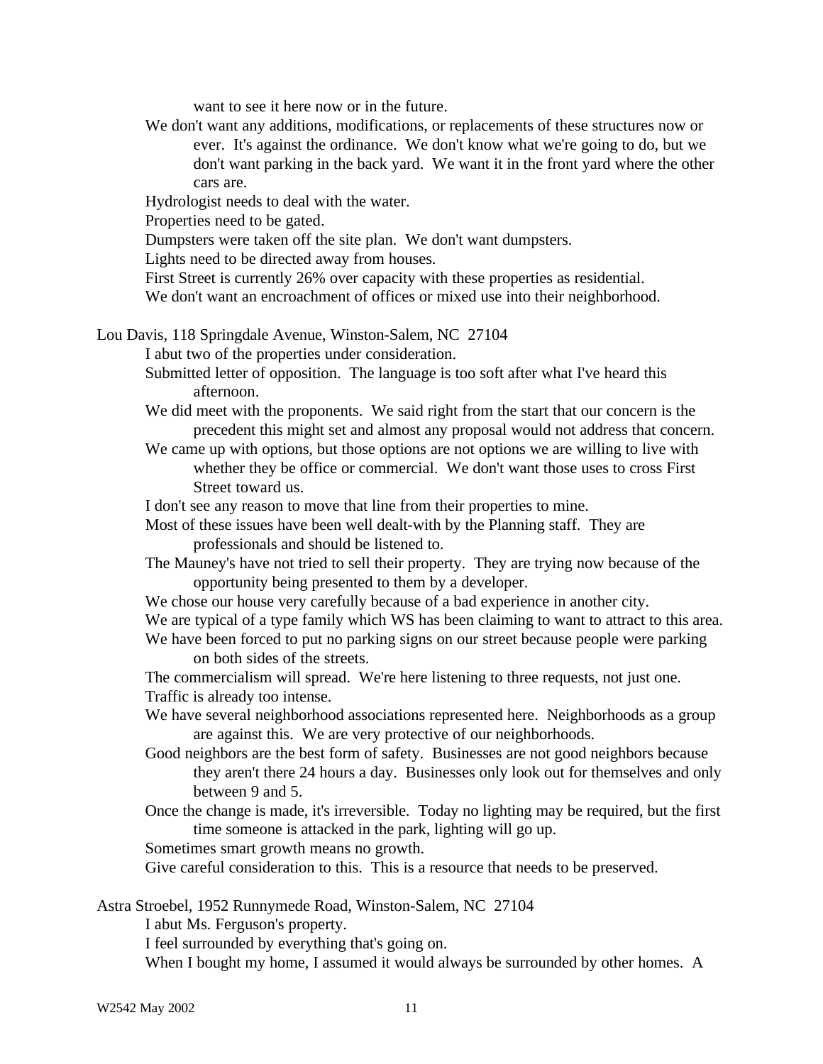want to see it here now or in the future.

We don't want any additions, modifications, or replacements of these structures now or ever. It's against the ordinance. We don't know what we're going to do, but we don't want parking in the back yard. We want it in the front yard where the other cars are.

Hydrologist needs to deal with the water.

Properties need to be gated.

Dumpsters were taken off the site plan. We don't want dumpsters.

Lights need to be directed away from houses.

First Street is currently 26% over capacity with these properties as residential.

We don't want an encroachment of offices or mixed use into their neighborhood.

Lou Davis, 118 Springdale Avenue, Winston-Salem, NC 27104

I abut two of the properties under consideration.

Submitted letter of opposition. The language is too soft after what I've heard this afternoon.

We did meet with the proponents. We said right from the start that our concern is the precedent this might set and almost any proposal would not address that concern.

We came up with options, but those options are not options we are willing to live with whether they be office or commercial. We don't want those uses to cross First Street toward us.

I don't see any reason to move that line from their properties to mine.

Most of these issues have been well dealt-with by the Planning staff. They are professionals and should be listened to.

The Mauney's have not tried to sell their property. They are trying now because of the opportunity being presented to them by a developer.

We chose our house very carefully because of a bad experience in another city.

We are typical of a type family which WS has been claiming to want to attract to this area.

We have been forced to put no parking signs on our street because people were parking on both sides of the streets.

The commercialism will spread. We're here listening to three requests, not just one.

Traffic is already too intense.

We have several neighborhood associations represented here. Neighborhoods as a group are against this. We are very protective of our neighborhoods.

Good neighbors are the best form of safety. Businesses are not good neighbors because they aren't there 24 hours a day. Businesses only look out for themselves and only between 9 and 5.

Once the change is made, it's irreversible. Today no lighting may be required, but the first time someone is attacked in the park, lighting will go up.

Sometimes smart growth means no growth.

Give careful consideration to this. This is a resource that needs to be preserved.

Astra Stroebel, 1952 Runnymede Road, Winston-Salem, NC 27104

I abut Ms. Ferguson's property.

I feel surrounded by everything that's going on.

When I bought my home, I assumed it would always be surrounded by other homes. A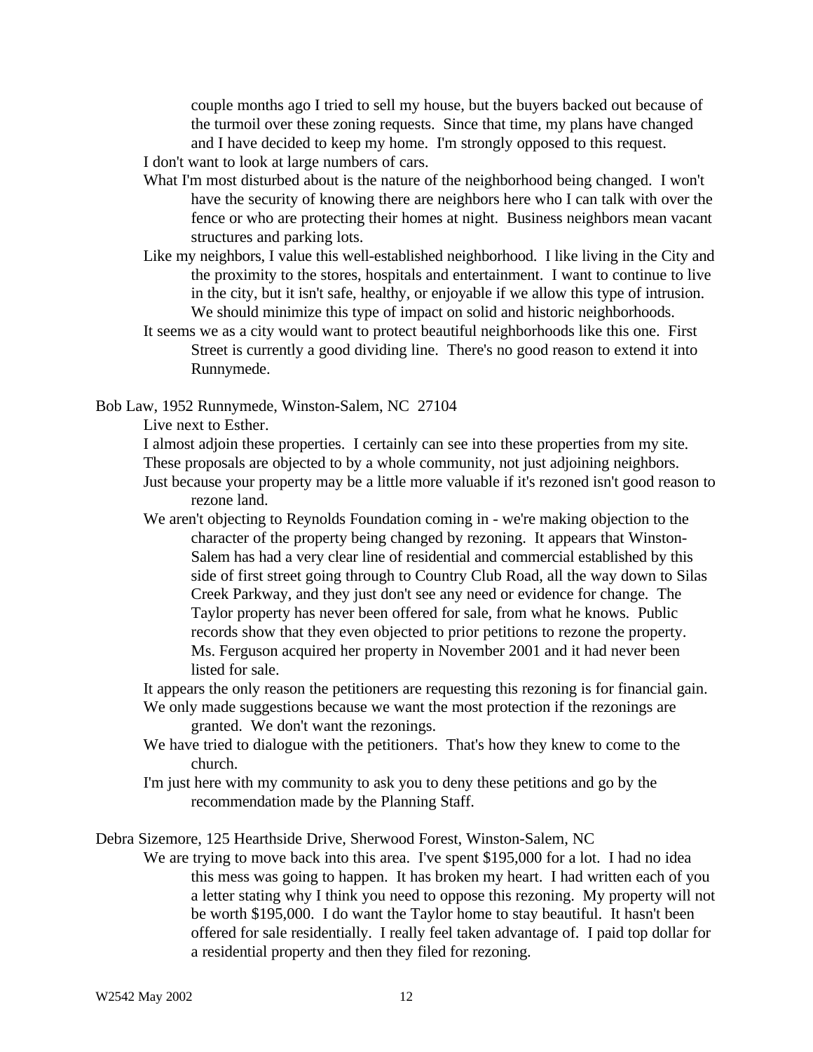couple months ago I tried to sell my house, but the buyers backed out because of the turmoil over these zoning requests. Since that time, my plans have changed and I have decided to keep my home. I'm strongly opposed to this request.

I don't want to look at large numbers of cars.

What I'm most disturbed about is the nature of the neighborhood being changed. I won't have the security of knowing there are neighbors here who I can talk with over the fence or who are protecting their homes at night. Business neighbors mean vacant structures and parking lots.

Like my neighbors, I value this well-established neighborhood. I like living in the City and the proximity to the stores, hospitals and entertainment. I want to continue to live in the city, but it isn't safe, healthy, or enjoyable if we allow this type of intrusion. We should minimize this type of impact on solid and historic neighborhoods.

It seems we as a city would want to protect beautiful neighborhoods like this one. First Street is currently a good dividing line. There's no good reason to extend it into Runnymede.

Bob Law, 1952 Runnymede, Winston-Salem, NC 27104

Live next to Esther.

I almost adjoin these properties. I certainly can see into these properties from my site.

These proposals are objected to by a whole community, not just adjoining neighbors.

Just because your property may be a little more valuable if it's rezoned isn't good reason to rezone land.

We aren't objecting to Reynolds Foundation coming in - we're making objection to the character of the property being changed by rezoning. It appears that Winston-Salem has had a very clear line of residential and commercial established by this side of first street going through to Country Club Road, all the way down to Silas Creek Parkway, and they just don't see any need or evidence for change. The Taylor property has never been offered for sale, from what he knows. Public records show that they even objected to prior petitions to rezone the property. Ms. Ferguson acquired her property in November 2001 and it had never been listed for sale.

It appears the only reason the petitioners are requesting this rezoning is for financial gain.

We only made suggestions because we want the most protection if the rezonings are granted. We don't want the rezonings.

We have tried to dialogue with the petitioners. That's how they knew to come to the church.

I'm just here with my community to ask you to deny these petitions and go by the recommendation made by the Planning Staff.

Debra Sizemore, 125 Hearthside Drive, Sherwood Forest, Winston-Salem, NC

We are trying to move back into this area. I've spent $195,000 for a lot. I had no idea this mess was going to happen. It has broken my heart. I had written each of you a letter stating why I think you need to oppose this rezoning. My property will not be worth $195,000. I do want the Taylor home to stay beautiful. It hasn't been offered for sale residentially. I really feel taken advantage of. I paid top dollar for a residential property and then they filed for rezoning.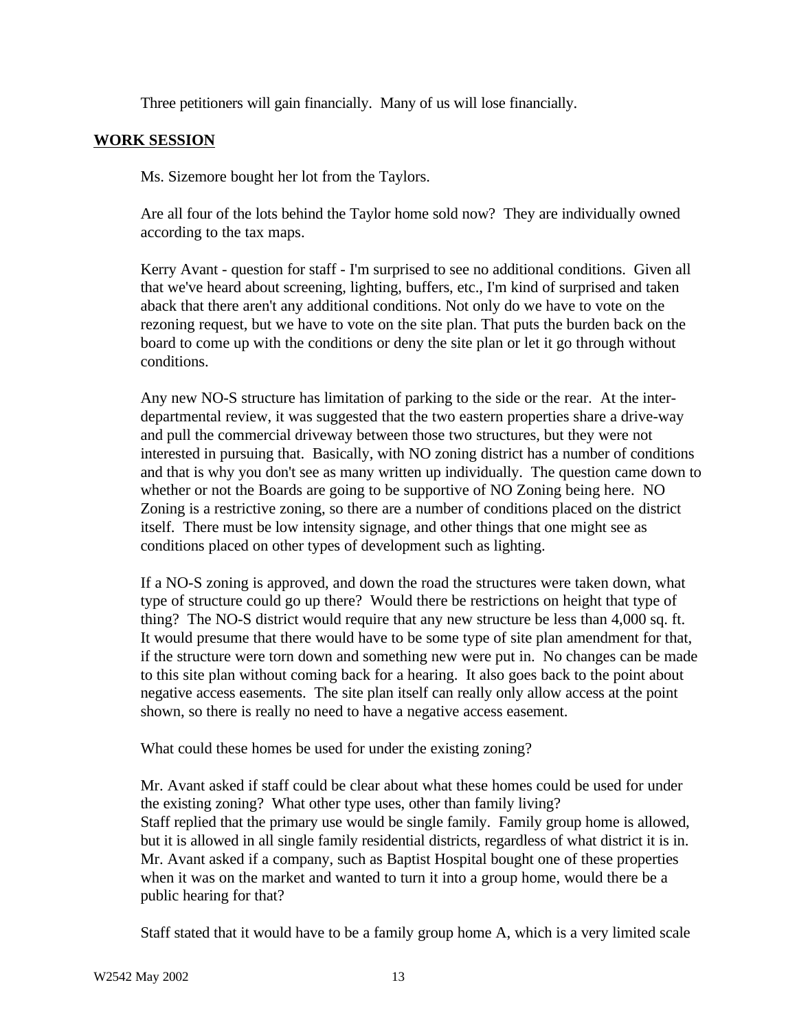Three petitioners will gain financially. Many of us will lose financially.

## WORK SESSION

Ms. Sizemore bought her lot from the Taylors.

Are all four of the lots behind the Taylor home sold now? They are individually owned according to the tax maps.

Kerry Avant - question for staff - I'm surprised to see no additional conditions. Given all that we've heard about screening, lighting, buffers, etc., I'm kind of surprised and taken aback that there aren't any additional conditions. Not only do we have to vote on the rezoning request, but we have to vote on the site plan. That puts the burden back on the board to come up with the conditions or deny the site plan or let it go through without conditions.

Any new NO-S structure has limitation of parking to the side or the rear. At the inter-departmental review, it was suggested that the two eastern properties share a drive-way and pull the commercial driveway between those two structures, but they were not interested in pursuing that. Basically, with NO zoning district has a number of conditions and that is why you don't see as many written up individually. The question came down to whether or not the Boards are going to be supportive of NO Zoning being here. NO Zoning is a restrictive zoning, so there are a number of conditions placed on the district itself. There must be low intensity signage, and other things that one might see as conditions placed on other types of development such as lighting.

If a NO-S zoning is approved, and down the road the structures were taken down, what type of structure could go up there? Would there be restrictions on height that type of thing? The NO-S district would require that any new structure be less than 4,000 sq. ft. It would presume that there would have to be some type of site plan amendment for that, if the structure were torn down and something new were put in. No changes can be made to this site plan without coming back for a hearing. It also goes back to the point about negative access easements. The site plan itself can really only allow access at the point shown, so there is really no need to have a negative access easement.

What could these homes be used for under the existing zoning?

Mr. Avant asked if staff could be clear about what these homes could be used for under the existing zoning? What other type uses, other than family living?
Staff replied that the primary use would be single family. Family group home is allowed, but it is allowed in all single family residential districts, regardless of what district it is in.
Mr. Avant asked if a company, such as Baptist Hospital bought one of these properties when it was on the market and wanted to turn it into a group home, would there be a public hearing for that?

Staff stated that it would have to be a family group home A, which is a very limited scale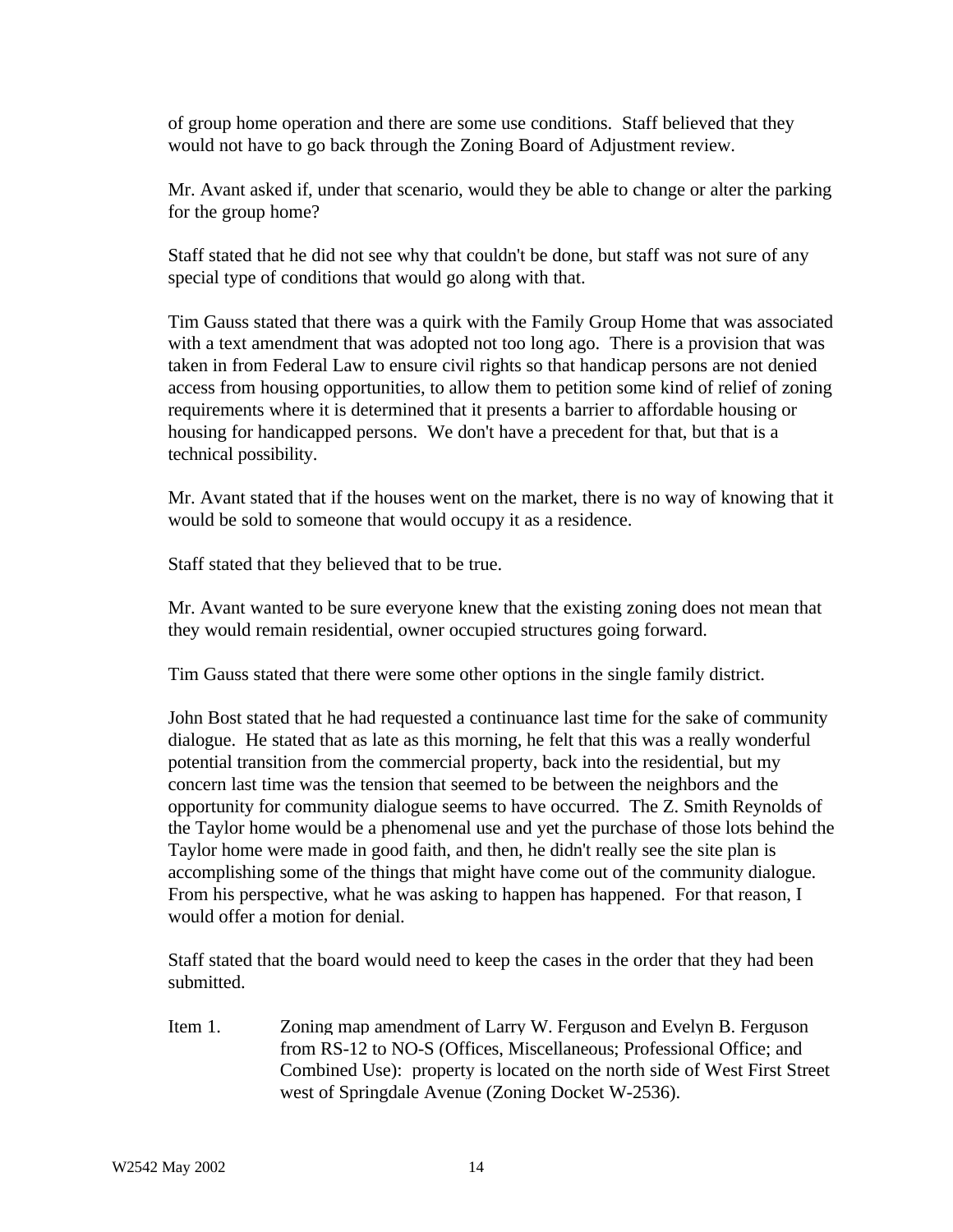of group home operation and there are some use conditions. Staff believed that they would not have to go back through the Zoning Board of Adjustment review.

Mr. Avant asked if, under that scenario, would they be able to change or alter the parking for the group home?

Staff stated that he did not see why that couldn't be done, but staff was not sure of any special type of conditions that would go along with that.

Tim Gauss stated that there was a quirk with the Family Group Home that was associated with a text amendment that was adopted not too long ago. There is a provision that was taken in from Federal Law to ensure civil rights so that handicap persons are not denied access from housing opportunities, to allow them to petition some kind of relief of zoning requirements where it is determined that it presents a barrier to affordable housing or housing for handicapped persons. We don't have a precedent for that, but that is a technical possibility.

Mr. Avant stated that if the houses went on the market, there is no way of knowing that it would be sold to someone that would occupy it as a residence.

Staff stated that they believed that to be true.

Mr. Avant wanted to be sure everyone knew that the existing zoning does not mean that they would remain residential, owner occupied structures going forward.

Tim Gauss stated that there were some other options in the single family district.

John Bost stated that he had requested a continuance last time for the sake of community dialogue. He stated that as late as this morning, he felt that this was a really wonderful potential transition from the commercial property, back into the residential, but my concern last time was the tension that seemed to be between the neighbors and the opportunity for community dialogue seems to have occurred. The Z. Smith Reynolds of the Taylor home would be a phenomenal use and yet the purchase of those lots behind the Taylor home were made in good faith, and then, he didn't really see the site plan is accomplishing some of the things that might have come out of the community dialogue. From his perspective, what he was asking to happen has happened. For that reason, I would offer a motion for denial.

Staff stated that the board would need to keep the cases in the order that they had been submitted.

Item 1. Zoning map amendment of Larry W. Ferguson and Evelyn B. Ferguson from RS-12 to NO-S (Offices, Miscellaneous; Professional Office; and Combined Use): property is located on the north side of West First Street west of Springdale Avenue (Zoning Docket W-2536).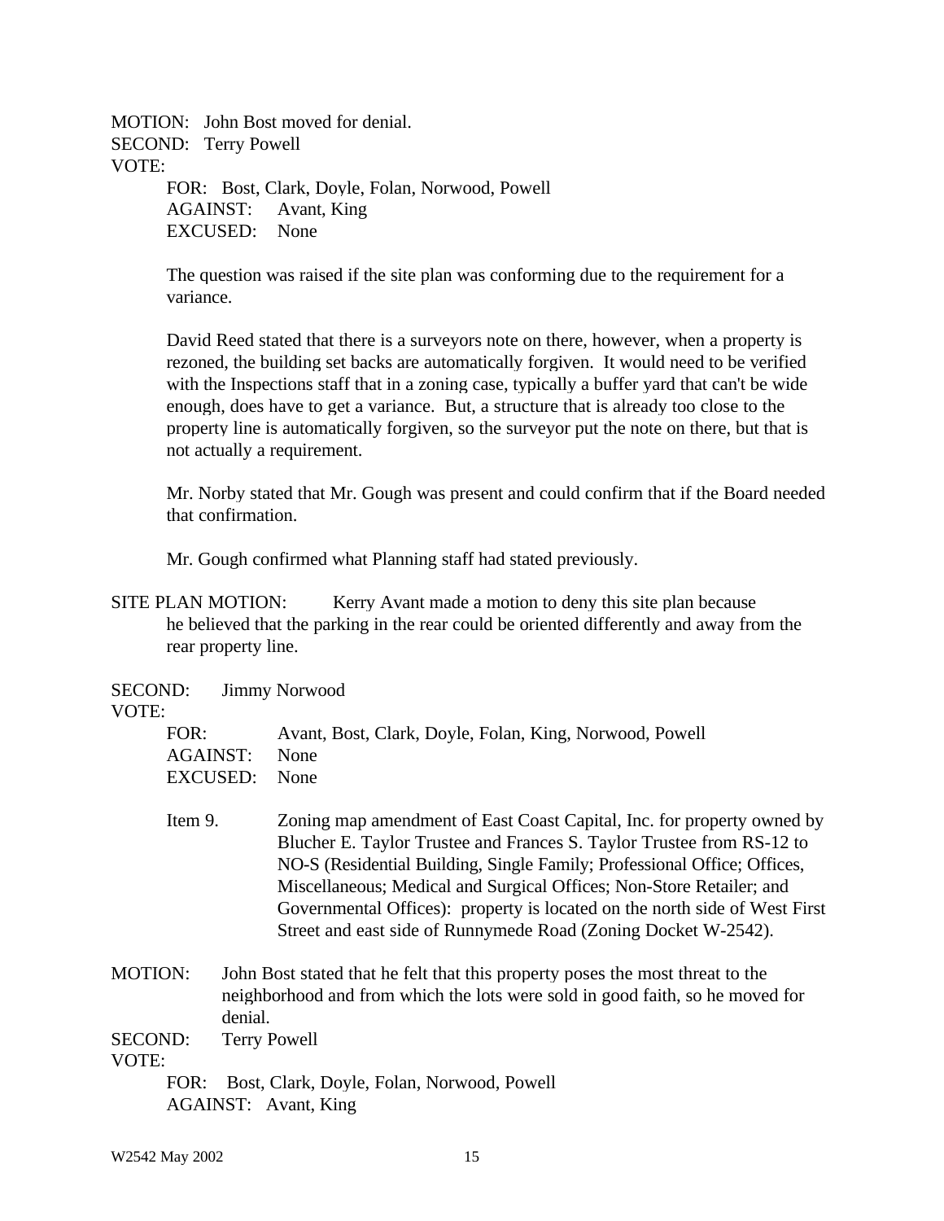MOTION: John Bost moved for denial.
SECOND: Terry Powell
VOTE:

FOR: Bost, Clark, Doyle, Folan, Norwood, Powell
AGAINST: Avant, King
EXCUSED: None

The question was raised if the site plan was conforming due to the requirement for a variance.

David Reed stated that there is a surveyors note on there, however, when a property is rezoned, the building set backs are automatically forgiven. It would need to be verified with the Inspections staff that in a zoning case, typically a buffer yard that can't be wide enough, does have to get a variance. But, a structure that is already too close to the property line is automatically forgiven, so the surveyor put the note on there, but that is not actually a requirement.

Mr. Norby stated that Mr. Gough was present and could confirm that if the Board needed that confirmation.

Mr. Gough confirmed what Planning staff had stated previously.

SITE PLAN MOTION: Kerry Avant made a motion to deny this site plan because he believed that the parking in the rear could be oriented differently and away from the rear property line.

SECOND: Jimmy Norwood
VOTE:

FOR: Avant, Bost, Clark, Doyle, Folan, King, Norwood, Powell
AGAINST: None
EXCUSED: None

Item 9. Zoning map amendment of East Coast Capital, Inc. for property owned by Blucher E. Taylor Trustee and Frances S. Taylor Trustee from RS-12 to NO-S (Residential Building, Single Family; Professional Office; Offices, Miscellaneous; Medical and Surgical Offices; Non-Store Retailer; and Governmental Offices): property is located on the north side of West First Street and east side of Runnymede Road (Zoning Docket W-2542).

MOTION: John Bost stated that he felt that this property poses the most threat to the neighborhood and from which the lots were sold in good faith, so he moved for denial.
SECOND: Terry Powell
VOTE:

FOR: Bost, Clark, Doyle, Folan, Norwood, Powell
AGAINST: Avant, King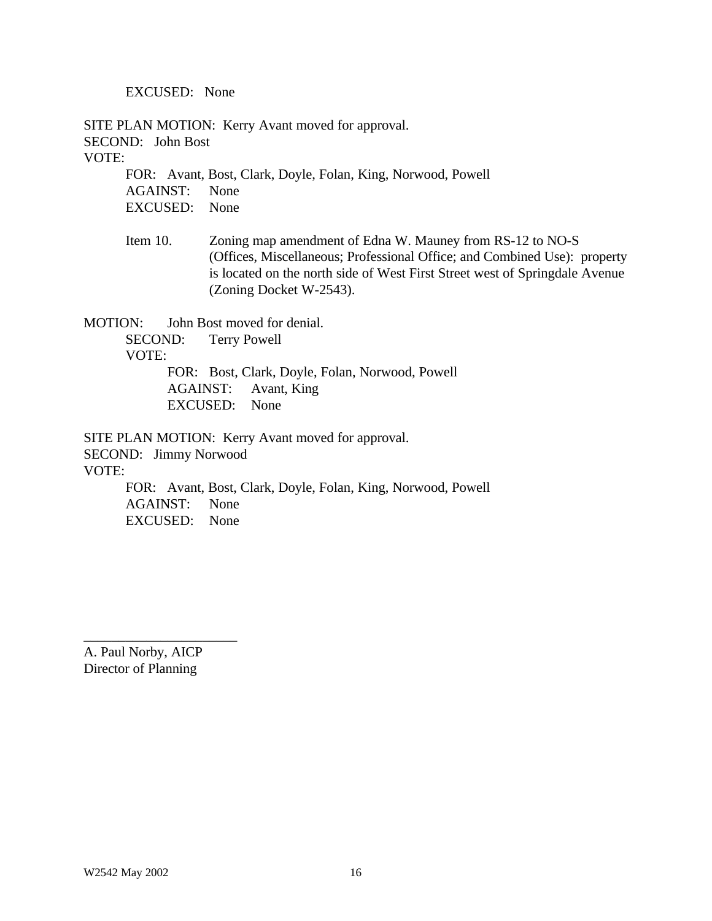EXCUSED: None

SITE PLAN MOTION: Kerry Avant moved for approval.
SECOND: John Bost
VOTE:

FOR: Avant, Bost, Clark, Doyle, Folan, King, Norwood, Powell
AGAINST: None
EXCUSED: None

Item 10. Zoning map amendment of Edna W. Mauney from RS-12 to NO-S (Offices, Miscellaneous; Professional Office; and Combined Use): property is located on the north side of West First Street west of Springdale Avenue (Zoning Docket W-2543).

MOTION: John Bost moved for denial.
SECOND: Terry Powell
VOTE:

FOR: Bost, Clark, Doyle, Folan, Norwood, Powell
AGAINST: Avant, King
EXCUSED: None

SITE PLAN MOTION: Kerry Avant moved for approval.
SECOND: Jimmy Norwood
VOTE:

FOR: Avant, Bost, Clark, Doyle, Folan, King, Norwood, Powell
AGAINST: None
EXCUSED: None

______________________

A. Paul Norby, AICP
Director of Planning